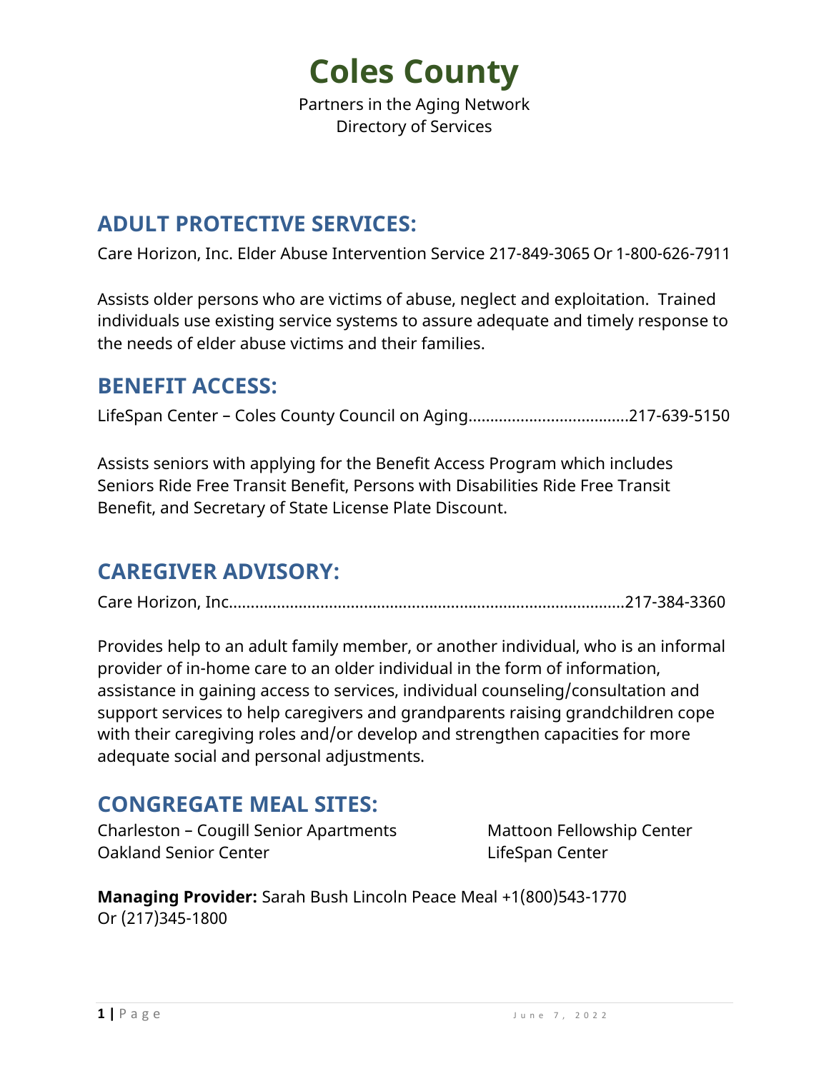# Coles County

Partners in the Aging Network
Directory of Services

## ADULT PROTECTIVE SERVICES:

Care Horizon, Inc. Elder Abuse Intervention Service 217-849-3065 Or 1-800-626-7911

Assists older persons who are victims of abuse, neglect and exploitation. Trained individuals use existing service systems to assure adequate and timely response to the needs of elder abuse victims and their families.

## BENEFIT ACCESS:

LifeSpan Center – Coles County Council on Aging....................................217-639-5150

Assists seniors with applying for the Benefit Access Program which includes Seniors Ride Free Transit Benefit, Persons with Disabilities Ride Free Transit Benefit, and Secretary of State License Plate Discount.

## CAREGIVER ADVISORY:

Care Horizon, Inc.........................................................................................217-384-3360

Provides help to an adult family member, or another individual, who is an informal provider of in-home care to an older individual in the form of information, assistance in gaining access to services, individual counseling/consultation and support services to help caregivers and grandparents raising grandchildren cope with their caregiving roles and/or develop and strengthen capacities for more adequate social and personal adjustments.

## CONGREGATE MEAL SITES:

Charleston – Cougill Senior Apartments
Oakland Senior Center
Mattoon Fellowship Center
LifeSpan Center

**Managing Provider:** Sarah Bush Lincoln Peace Meal +1(800)543-1770
Or (217)345-1800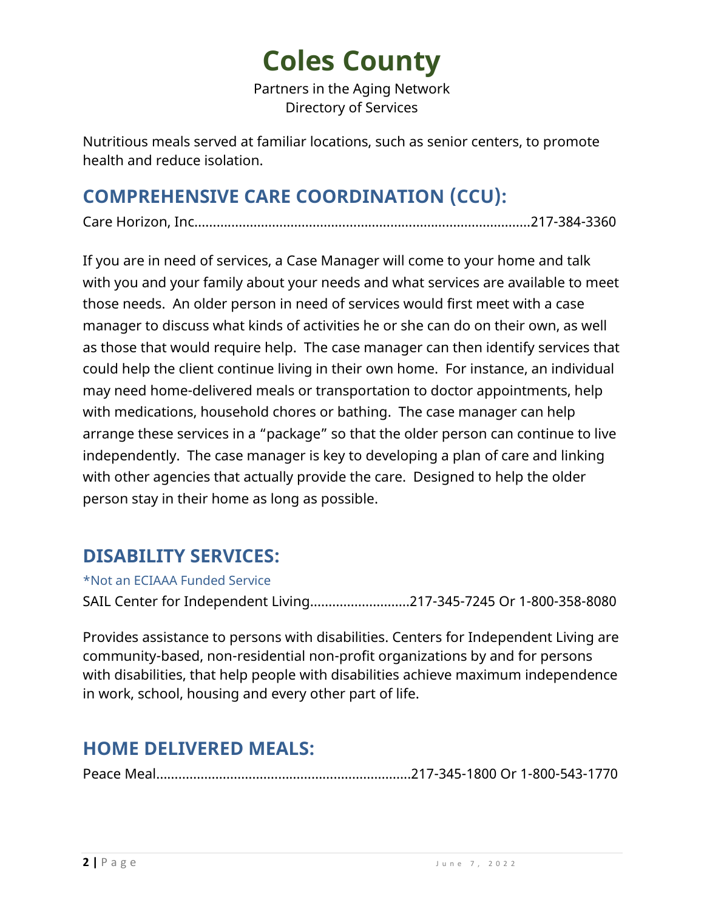# Coles County

Partners in the Aging Network
Directory of Services

Nutritious meals served at familiar locations, such as senior centers, to promote health and reduce isolation.

## COMPREHENSIVE CARE COORDINATION (CCU):

Care Horizon, Inc.........................................................................................217-384-3360

If you are in need of services, a Case Manager will come to your home and talk with you and your family about your needs and what services are available to meet those needs. An older person in need of services would first meet with a case manager to discuss what kinds of activities he or she can do on their own, as well as those that would require help. The case manager can then identify services that could help the client continue living in their own home. For instance, an individual may need home-delivered meals or transportation to doctor appointments, help with medications, household chores or bathing. The case manager can help arrange these services in a "package" so that the older person can continue to live independently. The case manager is key to developing a plan of care and linking with other agencies that actually provide the care. Designed to help the older person stay in their home as long as possible.

## DISABILITY SERVICES:

*Not an ECIAAA Funded Service

SAIL Center for Independent Living..........................217-345-7245 Or 1-800-358-8080

Provides assistance to persons with disabilities. Centers for Independent Living are community-based, non-residential non-profit organizations by and for persons with disabilities, that help people with disabilities achieve maximum independence in work, school, housing and every other part of life.

## HOME DELIVERED MEALS:

Peace Meal....................................................................217-345-1800 Or 1-800-543-1770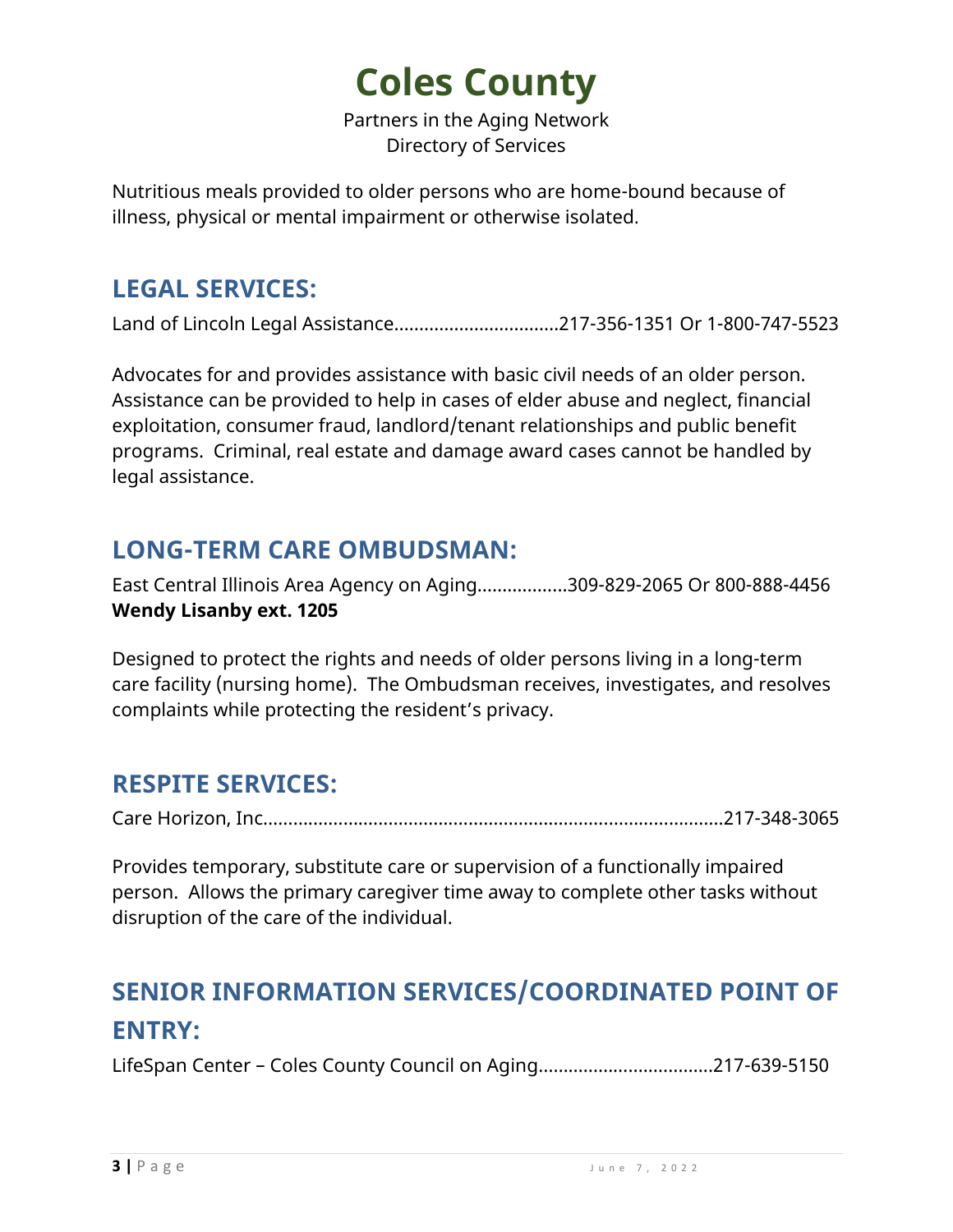Nutritious meals provided to older persons who are home-bound because of illness, physical or mental impairment or otherwise isolated.

## LEGAL SERVICES:

Land of Lincoln Legal Assistance.................................217-356-1351 Or 1-800-747-5523

Advocates for and provides assistance with basic civil needs of an older person. Assistance can be provided to help in cases of elder abuse and neglect, financial exploitation, consumer fraud, landlord/tenant relationships and public benefit programs. Criminal, real estate and damage award cases cannot be handled by legal assistance.

## LONG-TERM CARE OMBUDSMAN:

East Central Illinois Area Agency on Aging..................309-829-2065 Or 800-888-4456
**Wendy Lisanby ext. 1205**

Designed to protect the rights and needs of older persons living in a long-term care facility (nursing home). The Ombudsman receives, investigates, and resolves complaints while protecting the resident's privacy.

## RESPITE SERVICES:

Care Horizon, Inc...........................................................................................217-348-3065

Provides temporary, substitute care or supervision of a functionally impaired person. Allows the primary caregiver time away to complete other tasks without disruption of the care of the individual.

## SENIOR INFORMATION SERVICES/COORDINATED POINT OF ENTRY:

LifeSpan Center – Coles County Council on Aging...................................217-639-5150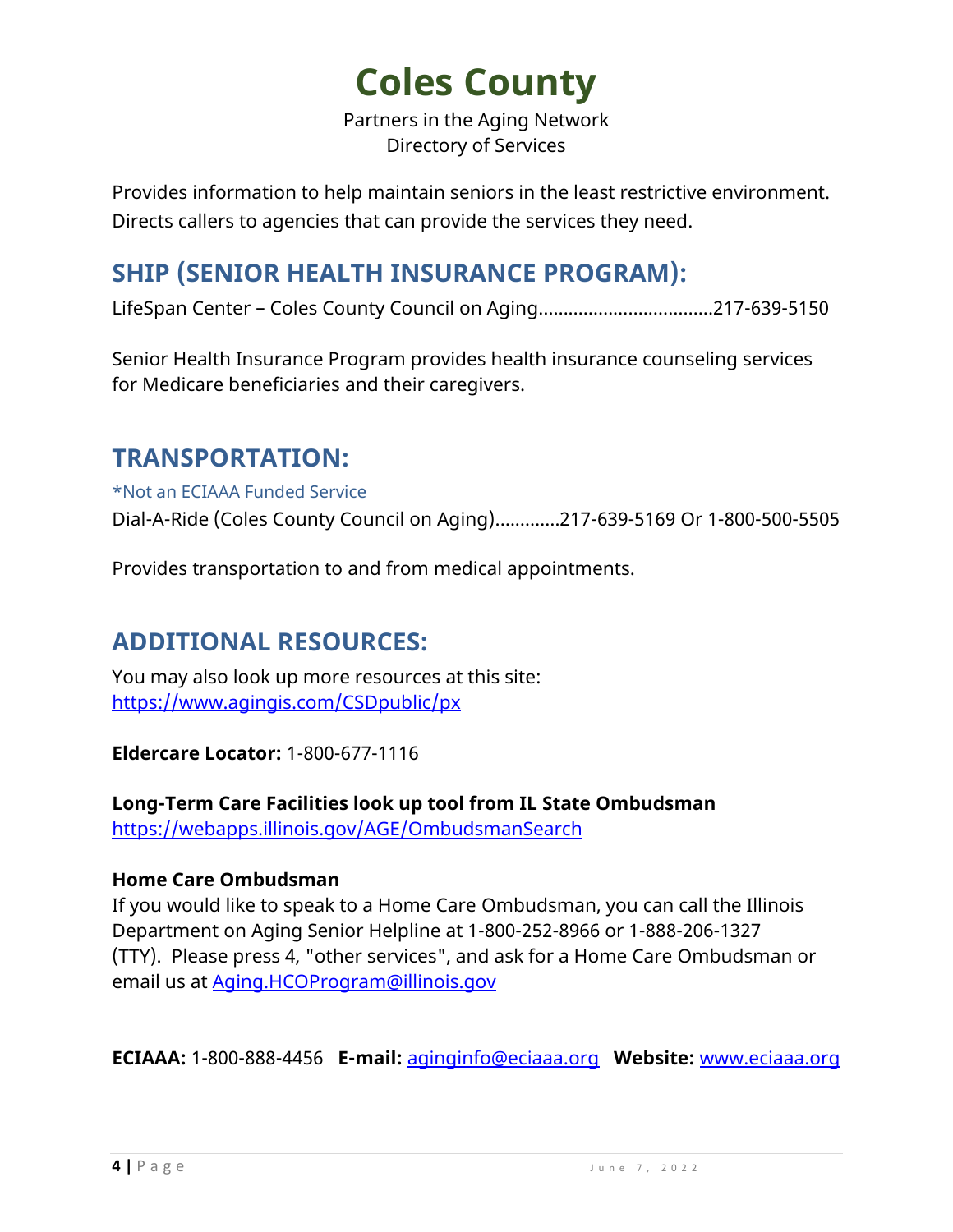# Coles County

Partners in the Aging Network
Directory of Services

Provides information to help maintain seniors in the least restrictive environment. Directs callers to agencies that can provide the services they need.

## SHIP (SENIOR HEALTH INSURANCE PROGRAM):

LifeSpan Center – Coles County Council on Aging..................................217-639-5150

Senior Health Insurance Program provides health insurance counseling services for Medicare beneficiaries and their caregivers.

## TRANSPORTATION:

*Not an ECIAAA Funded Service

Dial-A-Ride (Coles County Council on Aging).............217-639-5169 Or 1-800-500-5505

Provides transportation to and from medical appointments.

## ADDITIONAL RESOURCES:

You may also look up more resources at this site:
https://www.agingis.com/CSDpublic/px

**Eldercare Locator:** 1-800-677-1116

**Long-Term Care Facilities look up tool from IL State Ombudsman**
https://webapps.illinois.gov/AGE/OmbudsmanSearch

**Home Care Ombudsman**
If you would like to speak to a Home Care Ombudsman, you can call the Illinois Department on Aging Senior Helpline at 1-800-252-8966 or 1-888-206-1327 (TTY). Please press 4, "other services", and ask for a Home Care Ombudsman or email us at Aging.HCOProgram@illinois.gov

**ECIAAA:** 1-800-888-4456 **E-mail:** aginginfo@eciaaa.org **Website:** www.eciaaa.org